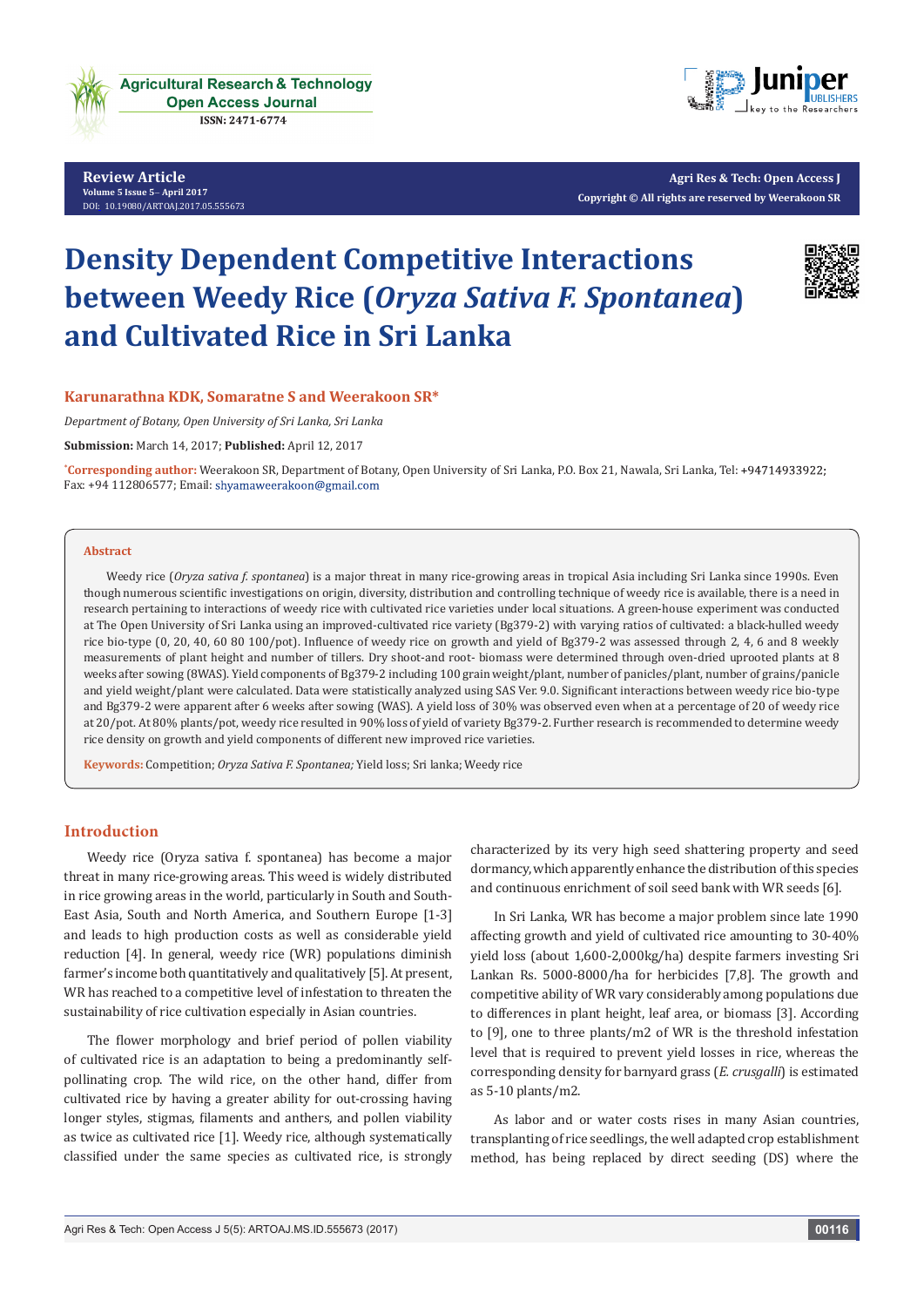**Review Article**
Volume 5 Issue 5– April 2017
DOI: 10.19080/ARTOAJ.2017.05.555673

**Agri Res & Tech: Open Access J**
**Copyright © All rights are reserved by Weerakoon SR**

# Density Dependent Competitive Interactions between Weedy Rice (*Oryza Sativa F. Spontanea*) and Cultivated Rice in Sri Lanka

**Karunarathna KDK, Somaratne S and Weerakoon SR***

*Department of Botany, Open University of Sri Lanka, Sri Lanka*

**Submission:** March 14, 2017; **Published:** April 12, 2017

***Corresponding author:** Weerakoon SR, Department of Botany, Open University of Sri Lanka, P.O. Box 21, Nawala, Sri Lanka, Tel: +94714933922; Fax: +94 112806577; Email: shyamaweerakoon@gmail.com

## Abstract

Weedy rice (*Oryza sativa f. spontanea*) is a major threat in many rice-growing areas in tropical Asia including Sri Lanka since 1990s. Even though numerous scientific investigations on origin, diversity, distribution and controlling technique of weedy rice is available, there is a need in research pertaining to interactions of weedy rice with cultivated rice varieties under local situations. A green-house experiment was conducted at The Open University of Sri Lanka using an improved-cultivated rice variety (Bg379-2) with varying ratios of cultivated: a black-hulled weedy rice bio-type (0, 20, 40, 60 80 100/pot). Influence of weedy rice on growth and yield of Bg379-2 was assessed through 2, 4, 6 and 8 weekly measurements of plant height and number of tillers. Dry shoot-and root- biomass were determined through oven-dried uprooted plants at 8 weeks after sowing (8WAS). Yield components of Bg379-2 including 100 grain weight/plant, number of panicles/plant, number of grains/panicle and yield weight/plant were calculated. Data were statistically analyzed using SAS Ver. 9.0. Significant interactions between weedy rice bio-type and Bg379-2 were apparent after 6 weeks after sowing (WAS). A yield loss of 30% was observed even when at a percentage of 20 of weedy rice at 20/pot. At 80% plants/pot, weedy rice resulted in 90% loss of yield of variety Bg379-2. Further research is recommended to determine weedy rice density on growth and yield components of different new improved rice varieties.

**Keywords:** Competition; *Oryza Sativa F. Spontanea;* Yield loss; Sri lanka; Weedy rice

## Introduction

Weedy rice (Oryza sativa f. spontanea) has become a major threat in many rice-growing areas. This weed is widely distributed in rice growing areas in the world, particularly in South and South-East Asia, South and North America, and Southern Europe [1-3] and leads to high production costs as well as considerable yield reduction [4]. In general, weedy rice (WR) populations diminish farmer's income both quantitatively and qualitatively [5]. At present, WR has reached to a competitive level of infestation to threaten the sustainability of rice cultivation especially in Asian countries.

The flower morphology and brief period of pollen viability of cultivated rice is an adaptation to being a predominantly self-pollinating crop. The wild rice, on the other hand, differ from cultivated rice by having a greater ability for out-crossing having longer styles, stigmas, filaments and anthers, and pollen viability as twice as cultivated rice [1]. Weedy rice, although systematically classified under the same species as cultivated rice, is strongly characterized by its very high seed shattering property and seed dormancy, which apparently enhance the distribution of this species and continuous enrichment of soil seed bank with WR seeds [6].

In Sri Lanka, WR has become a major problem since late 1990 affecting growth and yield of cultivated rice amounting to 30-40% yield loss (about 1,600-2,000kg/ha) despite farmers investing Sri Lankan Rs. 5000-8000/ha for herbicides [7,8]. The growth and competitive ability of WR vary considerably among populations due to differences in plant height, leaf area, or biomass [3]. According to [9], one to three plants/m2 of WR is the threshold infestation level that is required to prevent yield losses in rice, whereas the corresponding density for barnyard grass (*E. crusgalli*) is estimated as 5-10 plants/m2.

As labor and or water costs rises in many Asian countries, transplanting of rice seedlings, the well adapted crop establishment method, has being replaced by direct seeding (DS) where the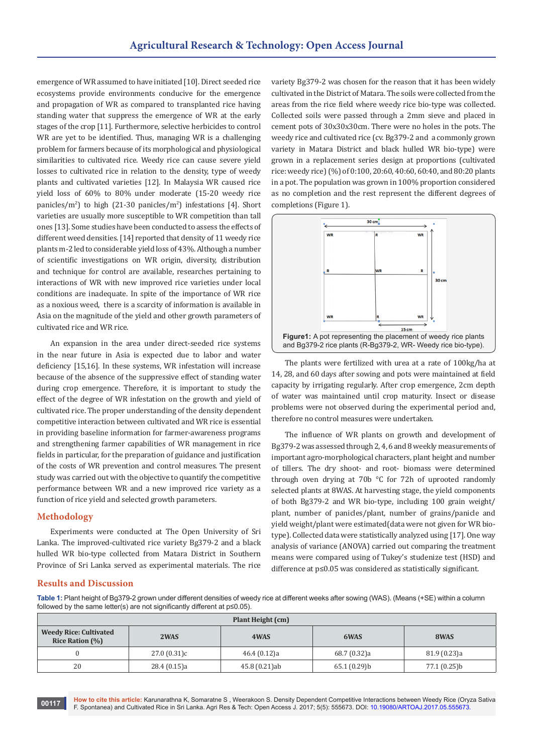emergence of WR assumed to have initiated [10]. Direct seeded rice ecosystems provide environments conducive for the emergence and propagation of WR as compared to transplanted rice having standing water that suppress the emergence of WR at the early stages of the crop [11]. Furthermore, selective herbicides to control WR are yet to be identified. Thus, managing WR is a challenging problem for farmers because of its morphological and physiological similarities to cultivated rice. Weedy rice can cause severe yield losses to cultivated rice in relation to the density, type of weedy plants and cultivated varieties [12]. In Malaysia WR caused rice yield loss of 60% to 80% under moderate (15-20 weedy rice panicles/m$^2$) to high (21-30 panicles/m$^2$) infestations [4]. Short varieties are usually more susceptible to WR competition than tall ones [13]. Some studies have been conducted to assess the effects of different weed densities. [14] reported that density of 11 weedy rice plants m-2 led to considerable yield loss of 43%. Although a number of scientific investigations on WR origin, diversity, distribution and technique for control are available, researches pertaining to interactions of WR with new improved rice varieties under local conditions are inadequate. In spite of the importance of WR rice as a noxious weed, there is a scarcity of information is available in Asia on the magnitude of the yield and other growth parameters of cultivated rice and WR rice.

An expansion in the area under direct-seeded rice systems in the near future in Asia is expected due to labor and water deficiency [15,16]. In these systems, WR infestation will increase because of the absence of the suppressive effect of standing water during crop emergence. Therefore, it is important to study the effect of the degree of WR infestation on the growth and yield of cultivated rice. The proper understanding of the density dependent competitive interaction between cultivated and WR rice is essential in providing baseline information for farmer-awareness programs and strengthening farmer capabilities of WR management in rice fields in particular, for the preparation of guidance and justification of the costs of WR prevention and control measures. The present study was carried out with the objective to quantify the competitive performance between WR and a new improved rice variety as a function of rice yield and selected growth parameters.

## Methodology

Experiments were conducted at The Open University of Sri Lanka. The improved-cultivated rice variety Bg379-2 and a black hulled WR bio-type collected from Matara District in Southern Province of Sri Lanka served as experimental materials. The rice variety Bg379-2 was chosen for the reason that it has been widely cultivated in the District of Matara. The soils were collected from the areas from the rice field where weedy rice bio-type was collected. Collected soils were passed through a 2mm sieve and placed in cement pots of 30x30x30cm. There were no holes in the pots. The weedy rice and cultivated rice (cv. Bg379-2 and a commonly grown variety in Matara District and black hulled WR bio-type) were grown in a replacement series design at proportions (cultivated rice: weedy rice) (%) of 0:100, 20:60, 40:60, 60:40, and 80:20 plants in a pot. The population was grown in 100% proportion considered as no completion and the rest represent the different degrees of completions (Figure 1).

**Figure1:** A pot representing the placement of weedy rice plants and Bg379-2 rice plants (R-Bg379-2, WR- Weedy rice bio-type).

The plants were fertilized with urea at a rate of 100kg/ha at 14, 28, and 60 days after sowing and pots were maintained at field capacity by irrigating regularly. After crop emergence, 2cm depth of water was maintained until crop maturity. Insect or disease problems were not observed during the experimental period and, therefore no control measures were undertaken.

The influence of WR plants on growth and development of Bg379-2 was assessed through 2, 4, 6 and 8 weekly measurements of important agro-morphological characters, plant height and number of tillers. The dry shoot- and root- biomass were determined through oven drying at 70b °C for 72h of uprooted randomly selected plants at 8WAS. At harvesting stage, the yield components of both Bg379-2 and WR bio-type, including 100 grain weight/plant, number of panicles/plant, number of grains/panicle and yield weight/plant were estimated(data were not given for WR bio-type). Collected data were statistically analyzed using [17]. One way analysis of variance (ANOVA) carried out comparing the treatment means were compared using of Tukey's studenize test (HSD) and difference at p≤0.05 was considered as statistically significant.

## Results and Discussion

**Table 1:** Plant height of Bg379-2 grown under different densities of weedy rice at different weeks after sowing (WAS). (Means (+SE) within a column followed by the same letter(s) are not significantly different at p≤0.05).

| Plant Height (cm) | | | | |
|---|---|---|---|---|
| Weedy Rice: Cultivated Rice Ration (%) | 2WAS | 4WAS | 6WAS | 8WAS |
| 0 | 27.0 (0.31)c | 46.4 (0.12)a | 68.7 (0.32)a | 81.9 (0.23)a |
| 20 | 28.4 (0.15)a | 45.8 (0.21)ab | 65.1 (0.29)b | 77.1 (0.25)b |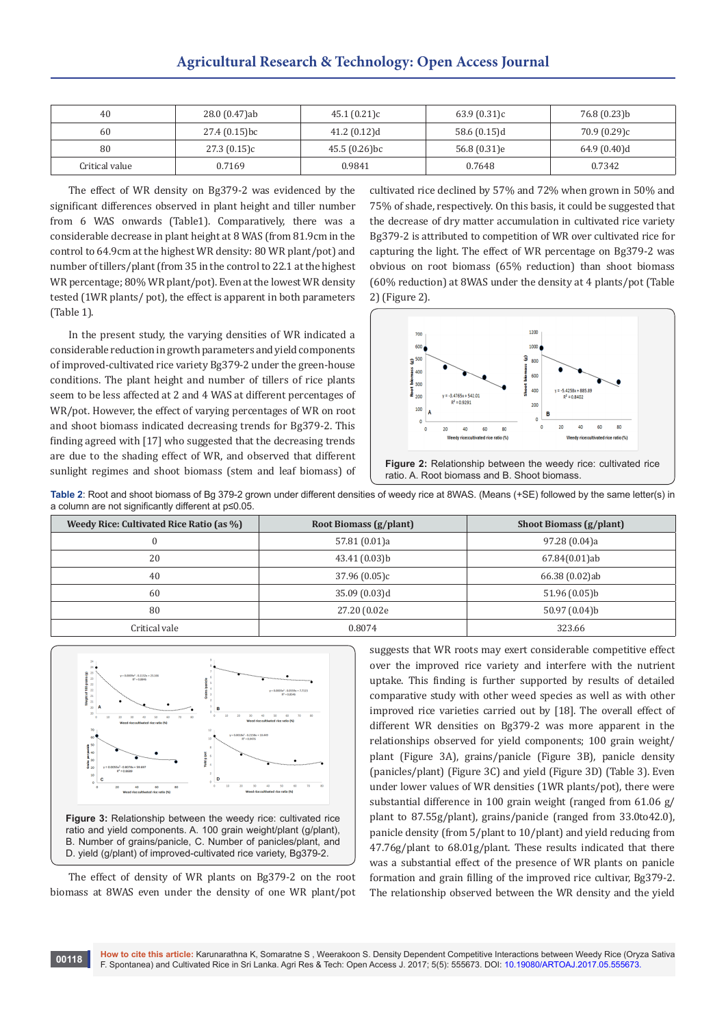| 40 | 28.0 (0.47)ab | 45.1 (0.21)c | 63.9 (0.31)c | 76.8 (0.23)b |
|---|---|---|---|---|
| 60 | 27.4 (0.15)bc | 41.2 (0.12)d | 58.6 (0.15)d | 70.9 (0.29)c |
| 80 | 27.3 (0.15)c | 45.5 (0.26)bc | 56.8 (0.31)e | 64.9 (0.40)d |
| Critical value | 0.7169 | 0.9841 | 0.7648 | 0.7342 |

The effect of WR density on Bg379-2 was evidenced by the significant differences observed in plant height and tiller number from 6 WAS onwards (Table1). Comparatively, there was a considerable decrease in plant height at 8 WAS (from 81.9cm in the control to 64.9cm at the highest WR density: 80 WR plant/pot) and number of tillers/plant (from 35 in the control to 22.1 at the highest WR percentage; 80% WR plant/pot). Even at the lowest WR density tested (1WR plants/ pot), the effect is apparent in both parameters (Table 1).

In the present study, the varying densities of WR indicated a considerable reduction in growth parameters and yield components of improved-cultivated rice variety Bg379-2 under the green-house conditions. The plant height and number of tillers of rice plants seem to be less affected at 2 and 4 WAS at different percentages of WR/pot. However, the effect of varying percentages of WR on root and shoot biomass indicated decreasing trends for Bg379-2. This finding agreed with [17] who suggested that the decreasing trends are due to the shading effect of WR, and observed that different sunlight regimes and shoot biomass (stem and leaf biomass) of cultivated rice declined by 57% and 72% when grown in 50% and 75% of shade, respectively. On this basis, it could be suggested that the decrease of dry matter accumulation in cultivated rice variety Bg379-2 is attributed to competition of WR over cultivated rice for capturing the light. The effect of WR percentage on Bg379-2 was obvious on root biomass (65% reduction) than shoot biomass (60% reduction) at 8WAS under the density at 4 plants/pot (Table 2) (Figure 2).

**Figure 2:** Relationship between the weedy rice: cultivated rice ratio. A. Root biomass and B. Shoot biomass.

**Table 2**: Root and shoot biomass of Bg 379-2 grown under different densities of weedy rice at 8WAS. (Means (+SE) followed by the same letter(s) in a column are not significantly different at p≤0.05.

| Weedy Rice: Cultivated Rice Ratio (as %) | Root Biomass (g/plant) | Shoot Biomass (g/plant) |
|---|---|---|
| 0 | 57.81 (0.01)a | 97.28 (0.04)a |
| 20 | 43.41 (0.03)b | 67.84(0.01)ab |
| 40 | 37.96 (0.05)c | 66.38 (0.02)ab |
| 60 | 35.09 (0.03)d | 51.96 (0.05)b |
| 80 | 27.20 (0.02e | 50.97 (0.04)b |
| Critical vale | 0.8074 | 323.66 |

**Figure 3:** Relationship between the weedy rice: cultivated rice ratio and yield components. A. 100 grain weight/plant (g/plant), B. Number of grains/panicle, C. Number of panicles/plant, and D. yield (g/plant) of improved-cultivated rice variety, Bg379-2.

The effect of density of WR plants on Bg379-2 on the root biomass at 8WAS even under the density of one WR plant/pot suggests that WR roots may exert considerable competitive effect over the improved rice variety and interfere with the nutrient uptake. This finding is further supported by results of detailed comparative study with other weed species as well as with other improved rice varieties carried out by [18]. The overall effect of different WR densities on Bg379-2 was more apparent in the relationships observed for yield components; 100 grain weight/ plant (Figure 3A), grains/panicle (Figure 3B), panicle density (panicles/plant) (Figure 3C) and yield (Figure 3D) (Table 3). Even under lower values of WR densities (1WR plants/pot), there were substantial difference in 100 grain weight (ranged from 61.06 g/ plant to 87.55g/plant), grains/panicle (ranged from 33.0to42.0), panicle density (from 5/plant to 10/plant) and yield reducing from 47.76g/plant to 68.01g/plant. These results indicated that there was a substantial effect of the presence of WR plants on panicle formation and grain filling of the improved rice cultivar, Bg379-2. The relationship observed between the WR density and the yield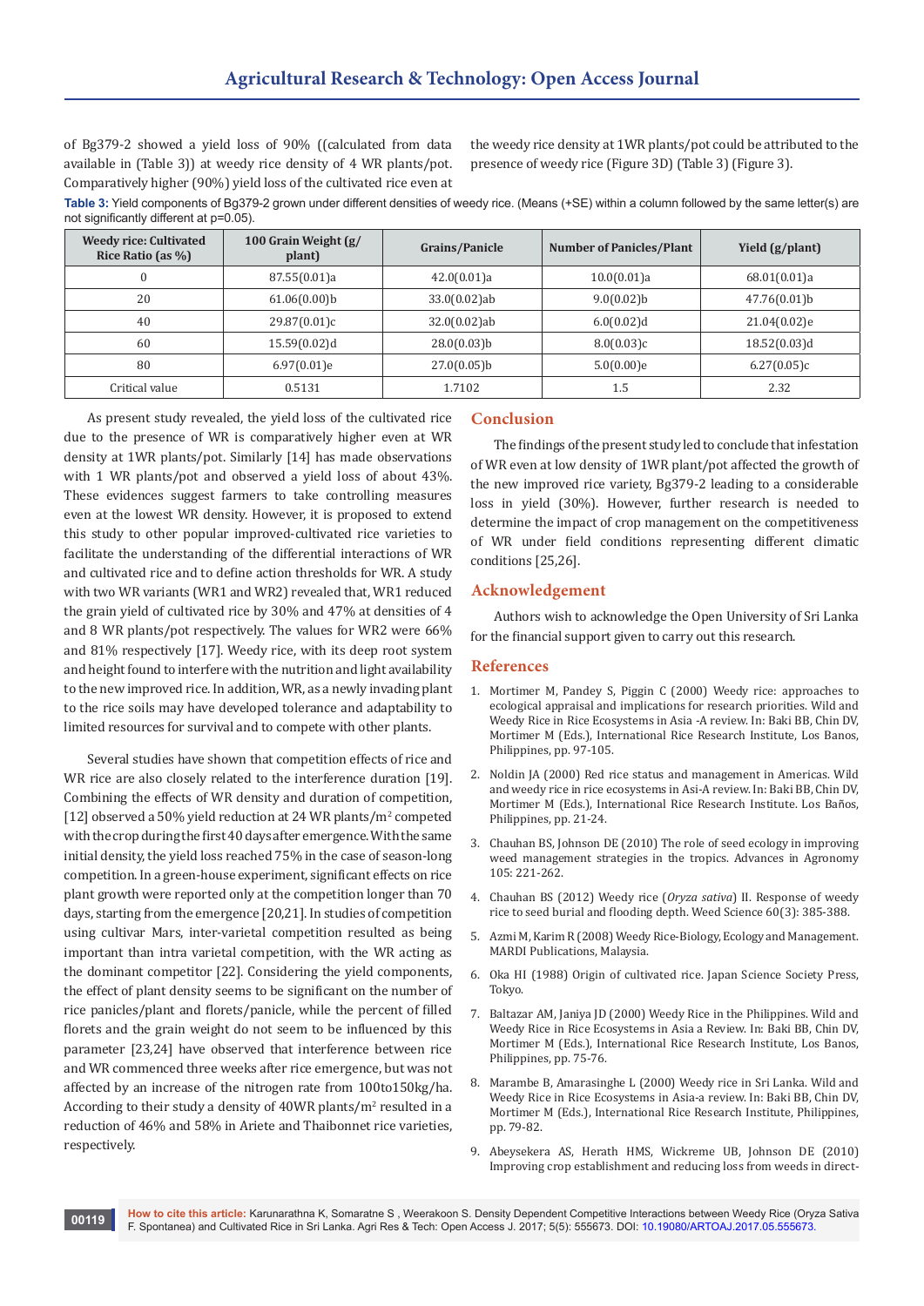of Bg379-2 showed a yield loss of 90% ((calculated from data available in (Table 3)) at weedy rice density of 4 WR plants/pot. Comparatively higher (90%) yield loss of the cultivated rice even at the weedy rice density at 1WR plants/pot could be attributed to the presence of weedy rice (Figure 3D) (Table 3) (Figure 3).

**Table 3:** Yield components of Bg379-2 grown under different densities of weedy rice. (Means (+SE) within a column followed by the same letter(s) are not significantly different at p=0.05).

| Weedy rice: Cultivated Rice Ratio (as %) | 100 Grain Weight (g/plant) | Grains/Panicle | Number of Panicles/Plant | Yield (g/plant) |
|---|---|---|---|---|
| 0 | 87.55(0.01)a | 42.0(0.01)a | 10.0(0.01)a | 68.01(0.01)a |
| 20 | 61.06(0.00)b | 33.0(0.02)ab | 9.0(0.02)b | 47.76(0.01)b |
| 40 | 29.87(0.01)c | 32.0(0.02)ab | 6.0(0.02)d | 21.04(0.02)e |
| 60 | 15.59(0.02)d | 28.0(0.03)b | 8.0(0.03)c | 18.52(0.03)d |
| 80 | 6.97(0.01)e | 27.0(0.05)b | 5.0(0.00)e | 6.27(0.05)c |
| Critical value | 0.5131 | 1.7102 | 1.5 | 2.32 |

As present study revealed, the yield loss of the cultivated rice due to the presence of WR is comparatively higher even at WR density at 1WR plants/pot. Similarly [14] has made observations with 1 WR plants/pot and observed a yield loss of about 43%. These evidences suggest farmers to take controlling measures even at the lowest WR density. However, it is proposed to extend this study to other popular improved-cultivated rice varieties to facilitate the understanding of the differential interactions of WR and cultivated rice and to define action thresholds for WR. A study with two WR variants (WR1 and WR2) revealed that, WR1 reduced the grain yield of cultivated rice by 30% and 47% at densities of 4 and 8 WR plants/pot respectively. The values for WR2 were 66% and 81% respectively [17]. Weedy rice, with its deep root system and height found to interfere with the nutrition and light availability to the new improved rice. In addition, WR, as a newly invading plant to the rice soils may have developed tolerance and adaptability to limited resources for survival and to compete with other plants.

Several studies have shown that competition effects of rice and WR rice are also closely related to the interference duration [19]. Combining the effects of WR density and duration of competition, [12] observed a 50% yield reduction at 24 WR plants/m$^2$ competed with the crop during the first 40 days after emergence. With the same initial density, the yield loss reached 75% in the case of season-long competition. In a green-house experiment, significant effects on rice plant growth were reported only at the competition longer than 70 days, starting from the emergence [20,21]. In studies of competition using cultivar Mars, inter-varietal competition resulted as being important than intra varietal competition, with the WR acting as the dominant competitor [22]. Considering the yield components, the effect of plant density seems to be significant on the number of rice panicles/plant and florets/panicle, while the percent of filled florets and the grain weight do not seem to be influenced by this parameter [23,24] have observed that interference between rice and WR commenced three weeks after rice emergence, but was not affected by an increase of the nitrogen rate from 100to150kg/ha. According to their study a density of 40WR plants/m$^2$ resulted in a reduction of 46% and 58% in Ariete and Thaibonnet rice varieties, respectively.

## Conclusion

The findings of the present study led to conclude that infestation of WR even at low density of 1WR plant/pot affected the growth of the new improved rice variety, Bg379-2 leading to a considerable loss in yield (30%). However, further research is needed to determine the impact of crop management on the competitiveness of WR under field conditions representing different climatic conditions [25,26].

## Acknowledgement

Authors wish to acknowledge the Open University of Sri Lanka for the financial support given to carry out this research.

## References

1. Mortimer M, Pandey S, Piggin C (2000) Weedy rice: approaches to ecological appraisal and implications for research priorities. Wild and Weedy Rice in Rice Ecosystems in Asia -A review. In: Baki BB, Chin DV, Mortimer M (Eds.), International Rice Research Institute, Los Banos, Philippines, pp. 97-105.
2. Noldin JA (2000) Red rice status and management in Americas. Wild and weedy rice in rice ecosystems in Asi-A review. In: Baki BB, Chin DV, Mortimer M (Eds.), International Rice Research Institute. Los Baños, Philippines, pp. 21-24.
3. Chauhan BS, Johnson DE (2010) The role of seed ecology in improving weed management strategies in the tropics. Advances in Agronomy 105: 221-262.
4. Chauhan BS (2012) Weedy rice (*Oryza sativa*) II. Response of weedy rice to seed burial and flooding depth. Weed Science 60(3): 385-388.
5. Azmi M, Karim R (2008) Weedy Rice-Biology, Ecology and Management. MARDI Publications, Malaysia.
6. Oka HI (1988) Origin of cultivated rice. Japan Science Society Press, Tokyo.
7. Baltazar AM, Janiya JD (2000) Weedy Rice in the Philippines. Wild and Weedy Rice in Rice Ecosystems in Asia a Review. In: Baki BB, Chin DV, Mortimer M (Eds.), International Rice Research Institute, Los Banos, Philippines, pp. 75-76.
8. Marambe B, Amarasinghe L (2000) Weedy rice in Sri Lanka. Wild and Weedy Rice in Rice Ecosystems in Asia-a review. In: Baki BB, Chin DV, Mortimer M (Eds.), International Rice Research Institute, Philippines, pp. 79-82.
9. Abeysekera AS, Herath HMS, Wickreme UB, Johnson DE (2010) Improving crop establishment and reducing loss from weeds in direct-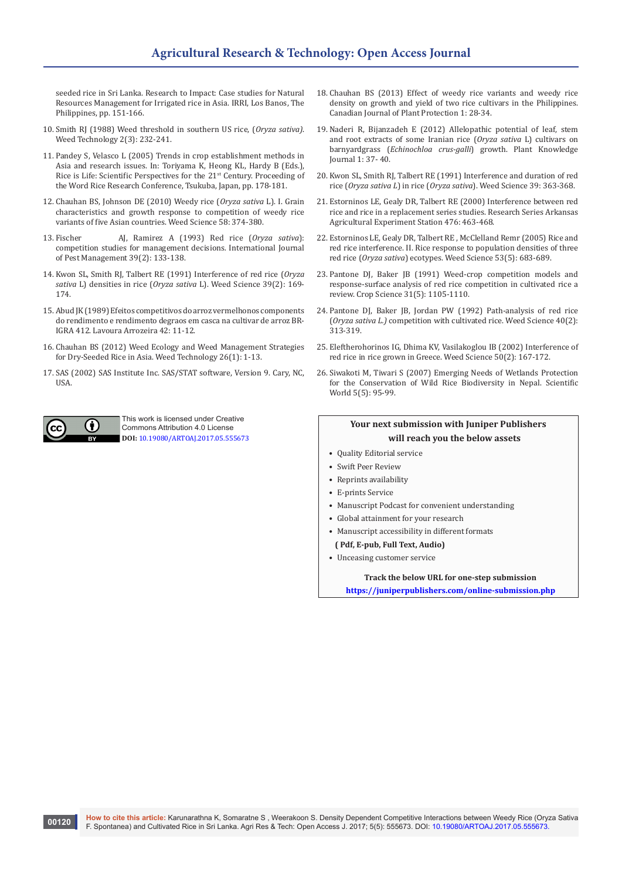seeded rice in Sri Lanka. Research to Impact: Case studies for Natural Resources Management for Irrigated rice in Asia. IRRI, Los Banos, The Philippines, pp. 151-166.

10. Smith RJ (1988) Weed threshold in southern US rice, (*Oryza sativa*). Weed Technology 2(3): 232-241.
11. Pandey S, Velasco L (2005) Trends in crop establishment methods in Asia and research issues. In: Toriyama K, Heong KL, Hardy B (Eds.), Rice is Life: Scientific Perspectives for the 21st Century. Proceeding of the Word Rice Research Conference, Tsukuba, Japan, pp. 178-181.
12. Chauhan BS, Johnson DE (2010) Weedy rice (*Oryza sativa* L). I. Grain characteristics and growth response to competition of weedy rice variants of five Asian countries. Weed Science 58: 374-380.
13. Fischer AJ, Ramirez A (1993) Red rice (*Oryza sativa*): competition studies for management decisions. International Journal of Pest Management 39(2): 133-138.
14. Kwon SL, Smith RJ, Talbert RE (1991) Interference of red rice (*Oryza sativa* L) densities in rice (*Oryza sativa* L). Weed Science 39(2): 169-174.
15. Abud JK (1989) Efeitos competitivos do arroz vermelhonos components do rendimento e rendimento degraos em casca na cultivar de arroz BR-IGRA 412. Lavoura Arrozeira 42: 11-12.
16. Chauhan BS (2012) Weed Ecology and Weed Management Strategies for Dry-Seeded Rice in Asia. Weed Technology 26(1): 1-13.
17. SAS (2002) SAS Institute Inc. SAS/STAT software, Version 9. Cary, NC, USA.
18. Chauhan BS (2013) Effect of weedy rice variants and weedy rice density on growth and yield of two rice cultivars in the Philippines. Canadian Journal of Plant Protection 1: 28-34.
19. Naderi R, Bijanzadeh E (2012) Allelopathic potential of leaf, stem and root extracts of some Iranian rice (*Oryza sativa* L) cultivars on barnyardgrass (*Echinochloa crus-galli*) growth. Plant Knowledge Journal 1: 37- 40.
20. Kwon SL, Smith RJ, Talbert RE (1991) Interference and duration of red rice (*Oryza sativa L*) in rice (*Oryza sativa*). Weed Science 39: 363-368.
21. Estorninos LE, Gealy DR, Talbert RE (2000) Interference between red rice and rice in a replacement series studies. Research Series Arkansas Agricultural Experiment Station 476: 463-468.
22. Estorninos LE, Gealy DR, Talbert RE , McClelland Remr (2005) Rice and red rice interference. II. Rice response to population densities of three red rice (*Oryza sativa*) ecotypes. Weed Science 53(5): 683-689.
23. Pantone DJ, Baker JB (1991) Weed-crop competition models and response-surface analysis of red rice competition in cultivated rice a review. Crop Science 31(5): 1105-1110.
24. Pantone DJ, Baker JB, Jordan PW (1992) Path-analysis of red rice (*Oryza sativa L.)* competition with cultivated rice. Weed Science 40(2): 313-319.
25. Eleftherohorinos IG, Dhima KV, Vasilakoglou IB (2002) Interference of red rice in rice grown in Greece. Weed Science 50(2): 167-172.
26. Siwakoti M, Tiwari S (2007) Emerging Needs of Wetlands Protection for the Conservation of Wild Rice Biodiversity in Nepal. Scientific World 5(5): 95-99.

This work is licensed under Creative Commons Attribution 4.0 License
**DOI:** 10.19080/ARTOAJ.2017.05.555673

**Your next submission with Juniper Publishers will reach you the below assets**

- Quality Editorial service
- Swift Peer Review
- Reprints availability
- E-prints Service
- Manuscript Podcast for convenient understanding
- Global attainment for your research
- Manuscript accessibility in different formats

  **( Pdf, E-pub, Full Text, Audio)**
- Unceasing customer service

**Track the below URL for one-step submission**
**https://juniperpublishers.com/online-submission.php**

**How to cite this article:** Karunarathna K, Somaratne S , Weerakoon S. Density Dependent Competitive Interactions between Weedy Rice (Oryza Sativa F. Spontanea) and Cultivated Rice in Sri Lanka. Agri Res & Tech: Open Access J. 2017; 5(5): 555673. DOI: 10.19080/ARTOAJ.2017.05.555673.